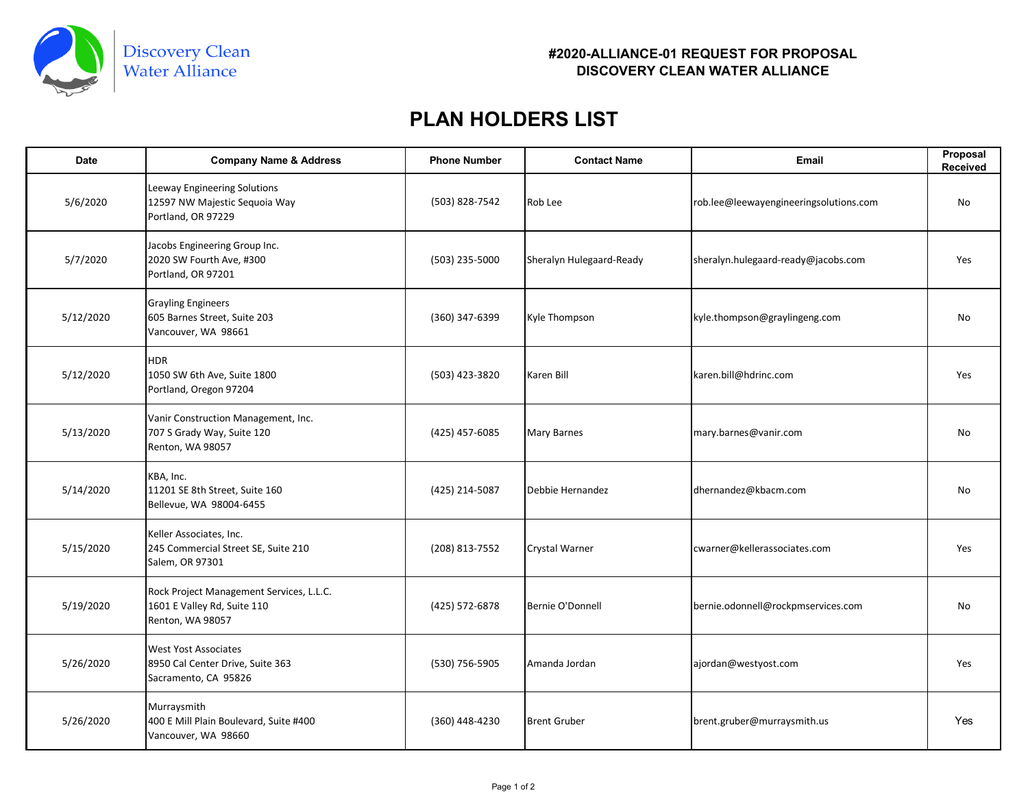Discovery Clean Water Alliance

**#2020-ALLIANCE-01 REQUEST FOR PROPOSAL**
**DISCOVERY CLEAN WATER ALLIANCE**

# PLAN HOLDERS LIST

| Date | Company Name & Address | Phone Number | Contact Name | Email | Proposal Received |
|---|---|---|---|---|---|
| 5/6/2020 | Leeway Engineering Solutions<br>12597 NW Majestic Sequoia Way<br>Portland, OR 97229 | (503) 828-7542 | Rob Lee | rob.lee@leewayengineeringsolutions.com | No |
| 5/7/2020 | Jacobs Engineering Group Inc.<br>2020 SW Fourth Ave, #300<br>Portland, OR 97201 | (503) 235-5000 | Sheralyn Hulegaard-Ready | sheralyn.hulegaard-ready@jacobs.com | Yes |
| 5/12/2020 | Grayling Engineers<br>605 Barnes Street, Suite 203<br>Vancouver, WA 98661 | (360) 347-6399 | Kyle Thompson | kyle.thompson@graylingeng.com | No |
| 5/12/2020 | HDR<br>1050 SW 6th Ave, Suite 1800<br>Portland, Oregon 97204 | (503) 423-3820 | Karen Bill | karen.bill@hdrinc.com | Yes |
| 5/13/2020 | Vanir Construction Management, Inc.<br>707 S Grady Way, Suite 120<br>Renton, WA 98057 | (425) 457-6085 | Mary Barnes | mary.barnes@vanir.com | No |
| 5/14/2020 | KBA, Inc.<br>11201 SE 8th Street, Suite 160<br>Bellevue, WA 98004-6455 | (425) 214-5087 | Debbie Hernandez | dhernandez@kbacm.com | No |
| 5/15/2020 | Keller Associates, Inc.<br>245 Commercial Street SE, Suite 210<br>Salem, OR 97301 | (208) 813-7552 | Crystal Warner | cwarner@kellerassociates.com | Yes |
| 5/19/2020 | Rock Project Management Services, L.L.C.<br>1601 E Valley Rd, Suite 110<br>Renton, WA 98057 | (425) 572-6878 | Bernie O'Donnell | bernie.odonnell@rockpmservices.com | No |
| 5/26/2020 | West Yost Associates<br>8950 Cal Center Drive, Suite 363<br>Sacramento, CA 95826 | (530) 756-5905 | Amanda Jordan | ajordan@westyost.com | Yes |
| 5/26/2020 | Murraysmith<br>400 E Mill Plain Boulevard, Suite #400<br>Vancouver, WA 98660 | (360) 448-4230 | Brent Gruber | brent.gruber@murraysmith.us | Yes |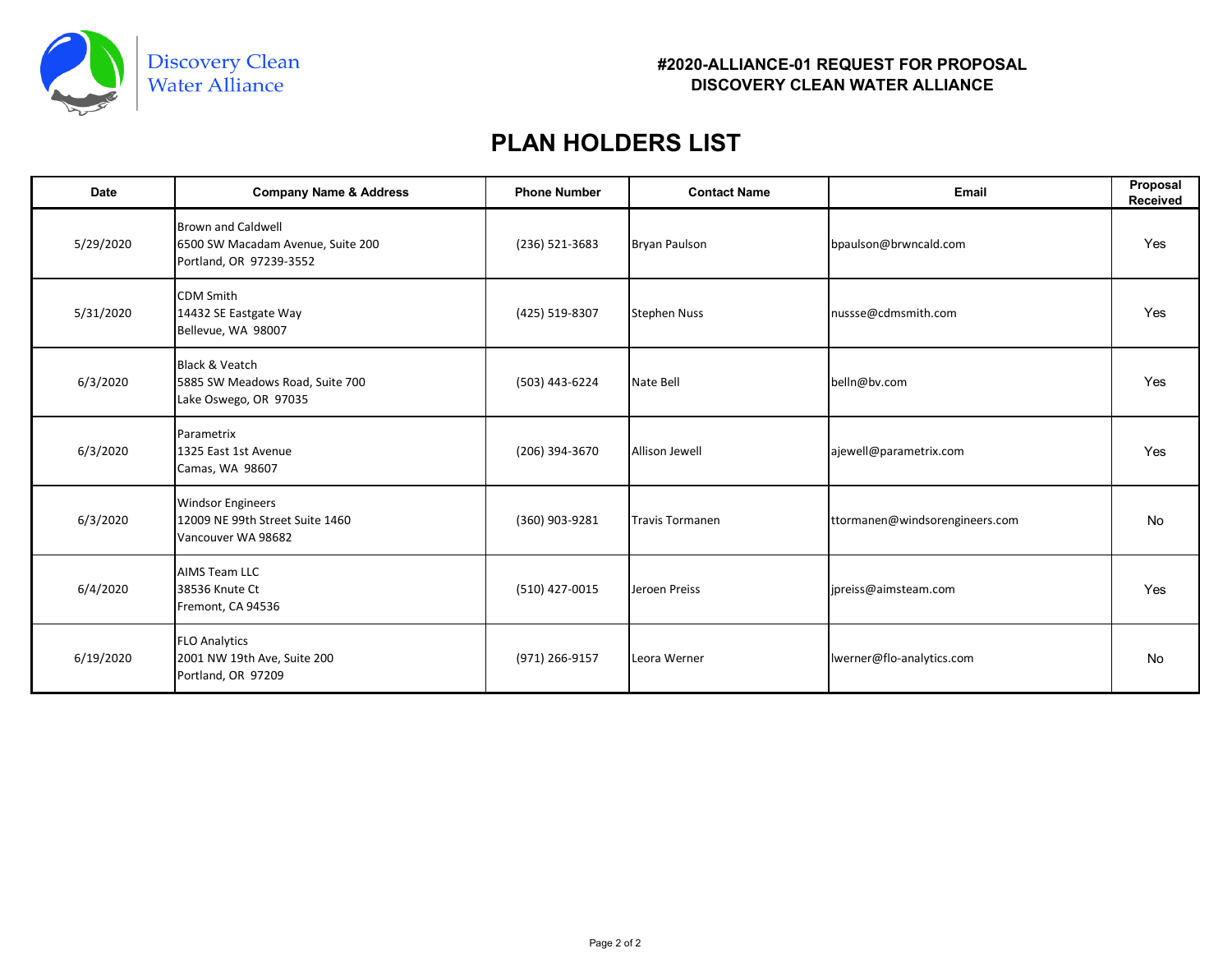Discovery Clean Water Alliance

**#2020-ALLIANCE-01 REQUEST FOR PROPOSAL**
**DISCOVERY CLEAN WATER ALLIANCE**

# PLAN HOLDERS LIST

| Date | Company Name & Address | Phone Number | Contact Name | Email | Proposal Received |
|---|---|---|---|---|---|
| 5/29/2020 | Brown and Caldwell<br>6500 SW Macadam Avenue, Suite 200<br>Portland, OR 97239-3552 | (236) 521-3683 | Bryan Paulson | bpaulson@brwncald.com | Yes |
| 5/31/2020 | CDM Smith<br>14432 SE Eastgate Way<br>Bellevue, WA 98007 | (425) 519-8307 | Stephen Nuss | nussse@cdmsmith.com | Yes |
| 6/3/2020 | Black & Veatch<br>5885 SW Meadows Road, Suite 700<br>Lake Oswego, OR 97035 | (503) 443-6224 | Nate Bell | belln@bv.com | Yes |
| 6/3/2020 | Parametrix<br>1325 East 1st Avenue<br>Camas, WA 98607 | (206) 394-3670 | Allison Jewell | ajewell@parametrix.com | Yes |
| 6/3/2020 | Windsor Engineers<br>12009 NE 99th Street Suite 1460<br>Vancouver WA 98682 | (360) 903-9281 | Travis Tormanen | ttormanen@windsorengineers.com | No |
| 6/4/2020 | AIMS Team LLC<br>38536 Knute Ct<br>Fremont, CA 94536 | (510) 427-0015 | Jeroen Preiss | jpreiss@aimsteam.com | Yes |
| 6/19/2020 | FLO Analytics<br>2001 NW 19th Ave, Suite 200<br>Portland, OR 97209 | (971) 266-9157 | Leora Werner | lwerner@flo-analytics.com | No |